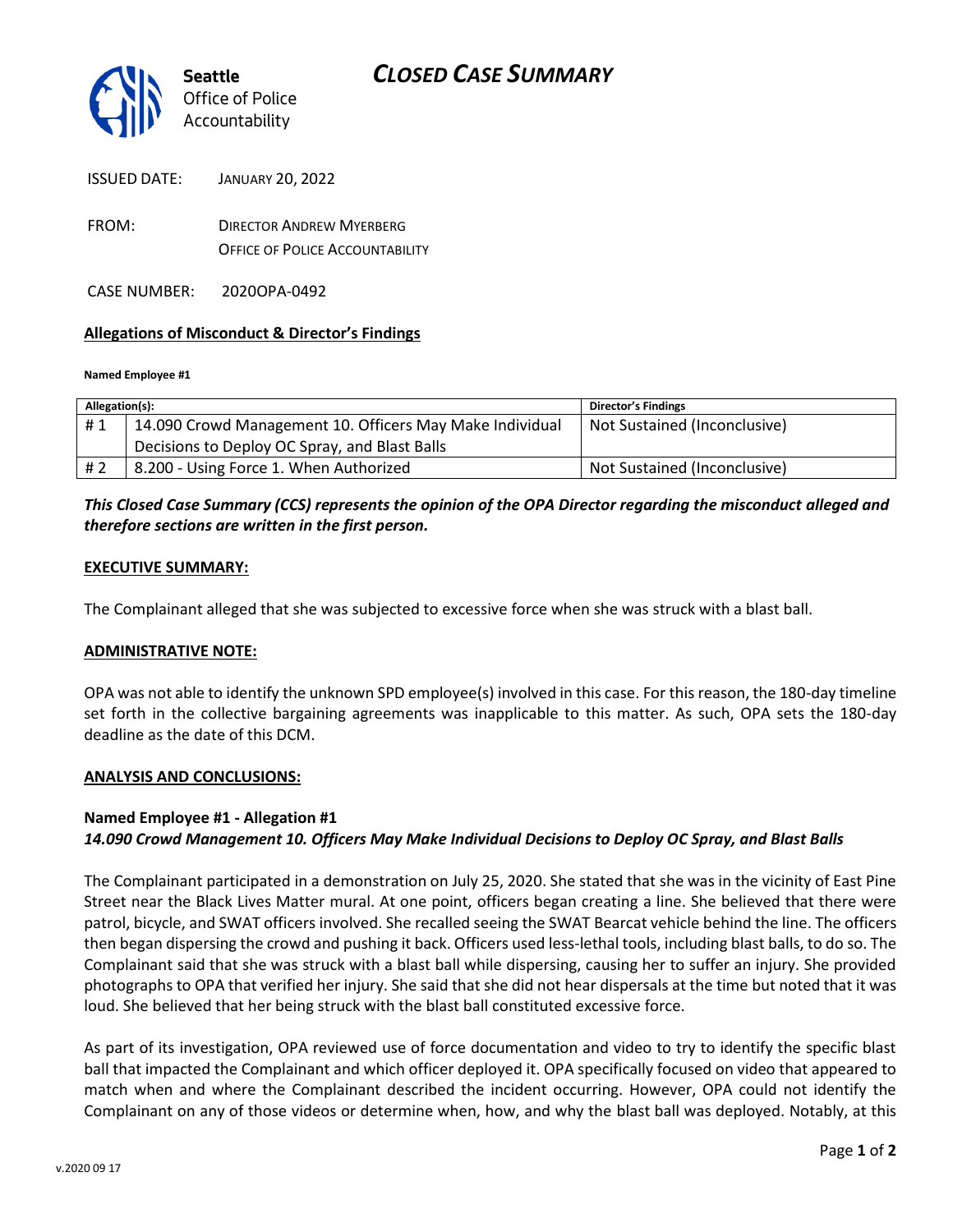# CLOSED CASE SUMMARY

**Seattle**
Office of Police Accountability

ISSUED DATE: JANUARY 20, 2022

FROM: DIRECTOR ANDREW MYERBERG
OFFICE OF POLICE ACCOUNTABILITY

CASE NUMBER: 2020OPA-0492

### Allegations of Misconduct & Director's Findings

**Named Employee #1**

| Allegation(s): | | Director's Findings |
|---|---|---|
| # 1 | 14.090 Crowd Management 10. Officers May Make Individual Decisions to Deploy OC Spray, and Blast Balls | Not Sustained (Inconclusive) |
| # 2 | 8.200 - Using Force 1. When Authorized | Not Sustained (Inconclusive) |

***This Closed Case Summary (CCS) represents the opinion of the OPA Director regarding the misconduct alleged and therefore sections are written in the first person.***

### EXECUTIVE SUMMARY:

The Complainant alleged that she was subjected to excessive force when she was struck with a blast ball.

### ADMINISTRATIVE NOTE:

OPA was not able to identify the unknown SPD employee(s) involved in this case. For this reason, the 180-day timeline set forth in the collective bargaining agreements was inapplicable to this matter. As such, OPA sets the 180-day deadline as the date of this DCM.

### ANALYSIS AND CONCLUSIONS:

**Named Employee #1 - Allegation #1**
***14.090 Crowd Management 10. Officers May Make Individual Decisions to Deploy OC Spray, and Blast Balls***

The Complainant participated in a demonstration on July 25, 2020. She stated that she was in the vicinity of East Pine Street near the Black Lives Matter mural. At one point, officers began creating a line. She believed that there were patrol, bicycle, and SWAT officers involved. She recalled seeing the SWAT Bearcat vehicle behind the line. The officers then began dispersing the crowd and pushing it back. Officers used less-lethal tools, including blast balls, to do so. The Complainant said that she was struck with a blast ball while dispersing, causing her to suffer an injury. She provided photographs to OPA that verified her injury. She said that she did not hear dispersals at the time but noted that it was loud. She believed that her being struck with the blast ball constituted excessive force.

As part of its investigation, OPA reviewed use of force documentation and video to try to identify the specific blast ball that impacted the Complainant and which officer deployed it. OPA specifically focused on video that appeared to match when and where the Complainant described the incident occurring. However, OPA could not identify the Complainant on any of those videos or determine when, how, and why the blast ball was deployed. Notably, at this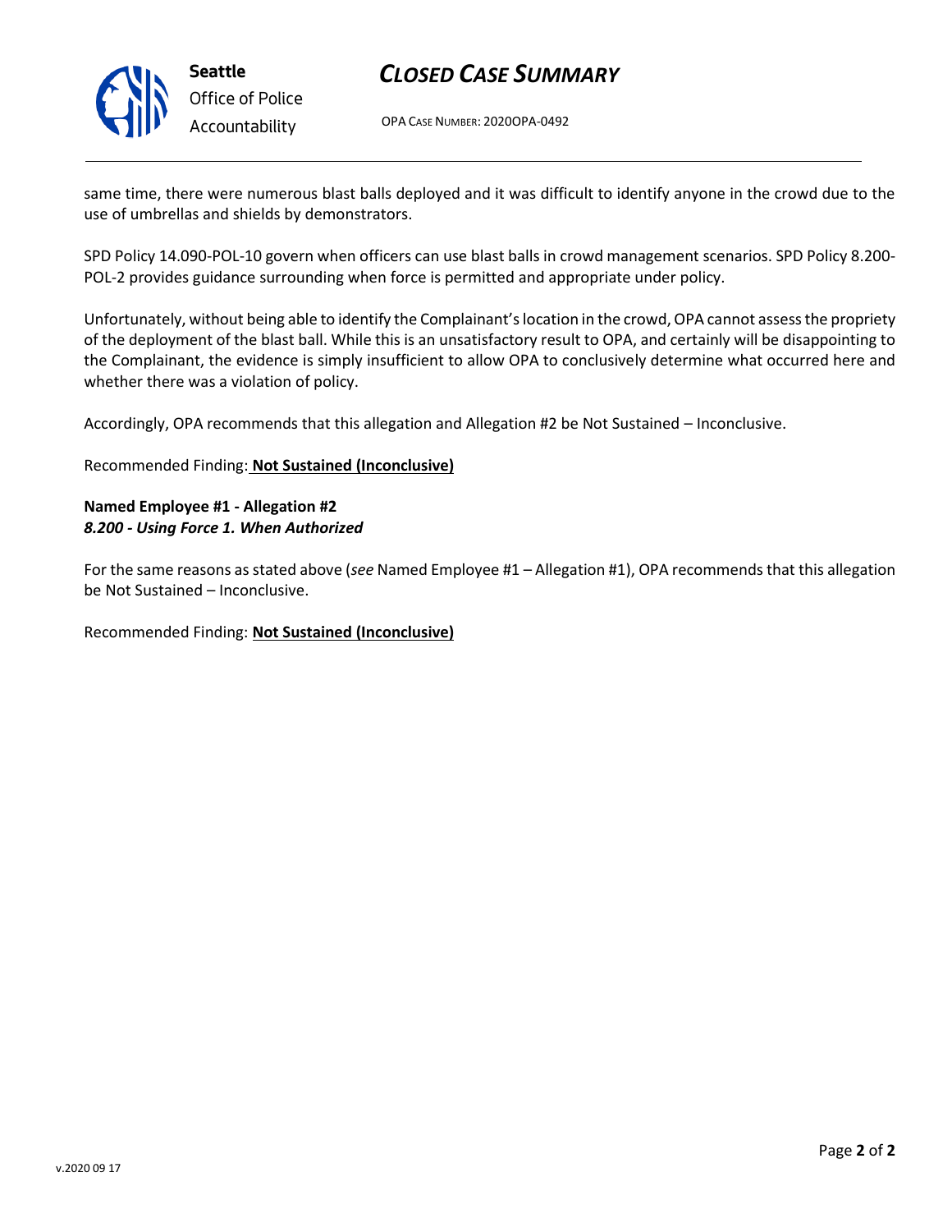same time, there were numerous blast balls deployed and it was difficult to identify anyone in the crowd due to the use of umbrellas and shields by demonstrators.

SPD Policy 14.090-POL-10 govern when officers can use blast balls in crowd management scenarios. SPD Policy 8.200-POL-2 provides guidance surrounding when force is permitted and appropriate under policy.

Unfortunately, without being able to identify the Complainant's location in the crowd, OPA cannot assess the propriety of the deployment of the blast ball. While this is an unsatisfactory result to OPA, and certainly will be disappointing to the Complainant, the evidence is simply insufficient to allow OPA to conclusively determine what occurred here and whether there was a violation of policy.

Accordingly, OPA recommends that this allegation and Allegation #2 be Not Sustained – Inconclusive.

Recommended Finding: **Not Sustained (Inconclusive)**

**Named Employee #1 - Allegation #2**
***8.200 - Using Force 1. When Authorized***

For the same reasons as stated above (*see* Named Employee #1 – Allegation #1), OPA recommends that this allegation be Not Sustained – Inconclusive.

Recommended Finding: **Not Sustained (Inconclusive)**